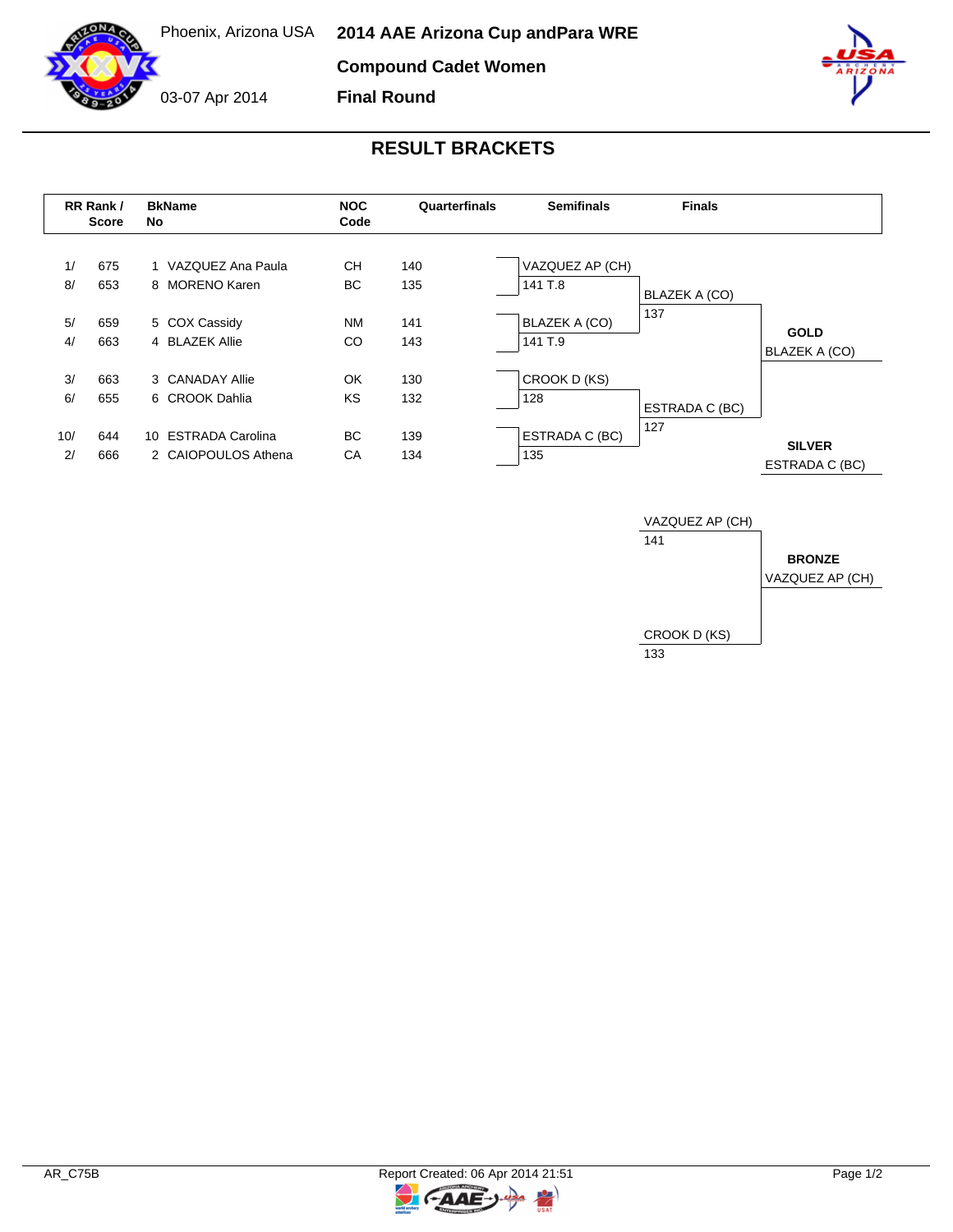Phoenix, Arizona USA

03-07 Apr 2014

# 2014 AAE Arizona Cup andPara WRE

## Compound Cadet Women

## Final Round

## RESULT BRACKETS

| RR Rank / Score | | BkName No | | NOC Code | Quarterfinals | Semifinals | Finals | |
|---|---|---|---|---|---|---|---|---|
| 1/ | 675 | 1 | VAZQUEZ Ana Paula | CH | 140 | VAZQUEZ AP (CH) | | |
| 8/ | 653 | 8 | MORENO Karen | BC | 135 | 141 T.8 | BLAZEK A (CO) | |
| 5/ | 659 | 5 | COX Cassidy | NM | 141 | BLAZEK A (CO) | 137 | **GOLD** |
| 4/ | 663 | 4 | BLAZEK Allie | CO | 143 | 141 T.9 | | BLAZEK A (CO) |
| 3/ | 663 | 3 | CANADAY Allie | OK | 130 | CROOK D (KS) | | |
| 6/ | 655 | 6 | CROOK Dahlia | KS | 132 | 128 | ESTRADA C (BC) | |
| 10/ | 644 | 10 | ESTRADA Carolina | BC | 139 | ESTRADA C (BC) | 127 | **SILVER** |
| 2/ | 666 | 2 | CAIOPOULOS Athena | CA | 134 | 135 | | ESTRADA C (BC) |

**Bronze match**

| Finals | |
|---|---|
| VAZQUEZ AP (CH) 141 | **BRONZE** |
| CROOK D (KS) 133 | VAZQUEZ AP (CH) |

AR_C75B

Report Created: 06 Apr 2014 21:51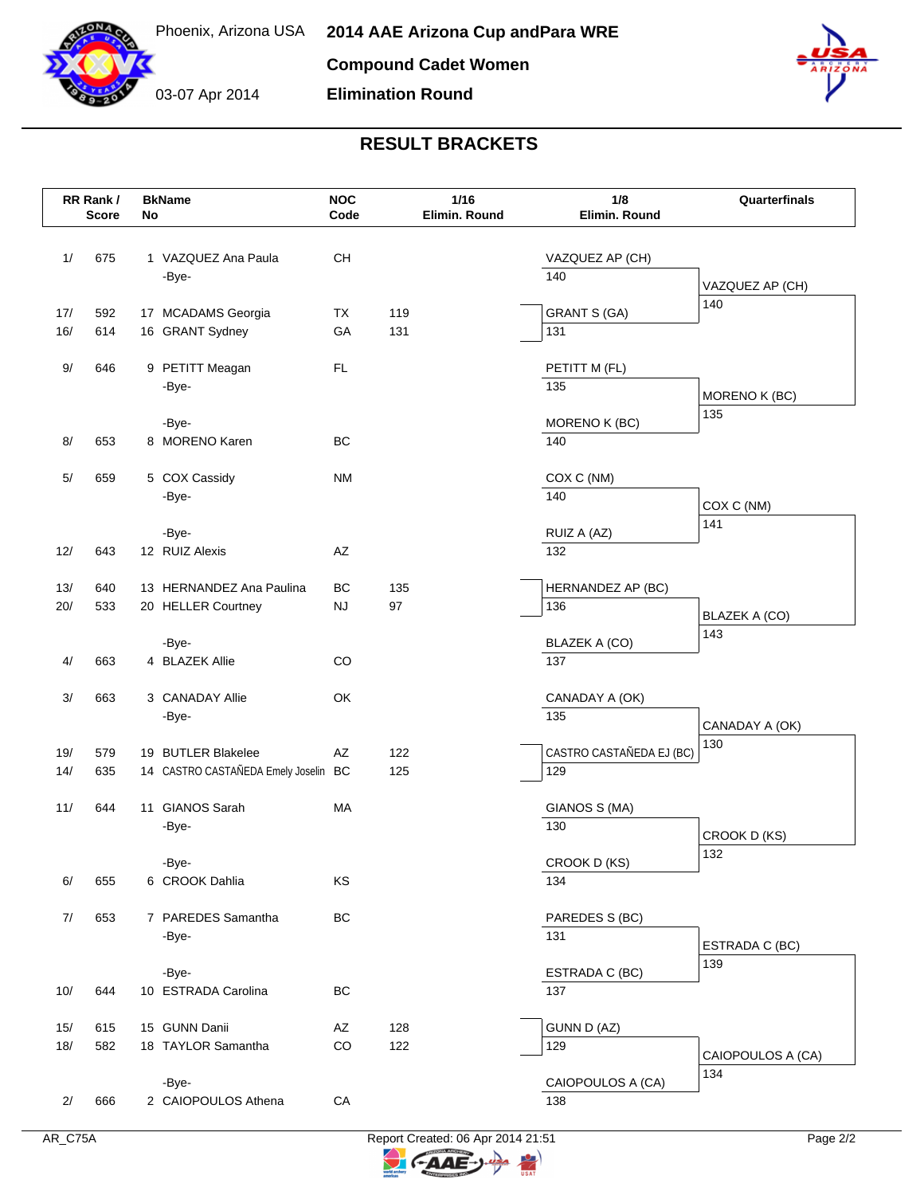Phoenix, Arizona USA

03-07 Apr 2014

# 2014 AAE Arizona Cup andPara WRE

## Compound Cadet Women

## Elimination Round

## RESULT BRACKETS

| RR Rank / Score | | BkName No | | NOC Code | 1/16 Elimin. Round | 1/8 Elimin. Round | Quarterfinals |
|---|---|---|---|---|---|---|---|
| 1/ | 675 | 1 | VAZQUEZ Ana Paula | CH | | VAZQUEZ AP (CH) 140 | VAZQUEZ AP (CH) 140 |
| | | | -Bye- | | | | |
| 17/ | 592 | 17 | MCADAMS Georgia | TX | 119 | GRANT S (GA) 131 | |
| 16/ | 614 | 16 | GRANT Sydney | GA | 131 | | |
| 9/ | 646 | 9 | PETITT Meagan | FL | | PETITT M (FL) 135 | MORENO K (BC) 135 |
| | | | -Bye- | | | | |
| | | | -Bye- | | | MORENO K (BC) 140 | |
| 8/ | 653 | 8 | MORENO Karen | BC | | | |
| 5/ | 659 | 5 | COX Cassidy | NM | | COX C (NM) 140 | COX C (NM) 141 |
| | | | -Bye- | | | | |
| | | | -Bye- | | | RUIZ A (AZ) 132 | |
| 12/ | 643 | 12 | RUIZ Alexis | AZ | | | |
| 13/ | 640 | 13 | HERNANDEZ Ana Paulina | BC | 135 | HERNANDEZ AP (BC) 136 | BLAZEK A (CO) 143 |
| 20/ | 533 | 20 | HELLER Courtney | NJ | 97 | | |
| | | | -Bye- | | | BLAZEK A (CO) 137 | |
| 4/ | 663 | 4 | BLAZEK Allie | CO | | | |
| 3/ | 663 | 3 | CANADAY Allie | OK | | CANADAY A (OK) 135 | CANADAY A (OK) 130 |
| | | | -Bye- | | | | |
| 19/ | 579 | 19 | BUTLER Blakelee | AZ | 122 | CASTRO CASTAÑEDA EJ (BC) 129 | |
| 14/ | 635 | 14 | CASTRO CASTAÑEDA Emely Joselin | BC | 125 | | |
| 11/ | 644 | 11 | GIANOS Sarah | MA | | GIANOS S (MA) 130 | CROOK D (KS) 132 |
| | | | -Bye- | | | | |
| | | | -Bye- | | | CROOK D (KS) 134 | |
| 6/ | 655 | 6 | CROOK Dahlia | KS | | | |
| 7/ | 653 | 7 | PAREDES Samantha | BC | | PAREDES S (BC) 131 | ESTRADA C (BC) 139 |
| | | | -Bye- | | | | |
| | | | -Bye- | | | ESTRADA C (BC) 137 | |
| 10/ | 644 | 10 | ESTRADA Carolina | BC | | | |
| 15/ | 615 | 15 | GUNN Danii | AZ | 128 | GUNN D (AZ) 129 | CAIOPOULOS A (CA) 134 |
| 18/ | 582 | 18 | TAYLOR Samantha | CO | 122 | | |
| | | | -Bye- | | | CAIOPOULOS A (CA) 138 | |
| 2/ | 666 | 2 | CAIOPOULOS Athena | CA | | | |

AR_C75A

Report Created: 06 Apr 2014 21:51